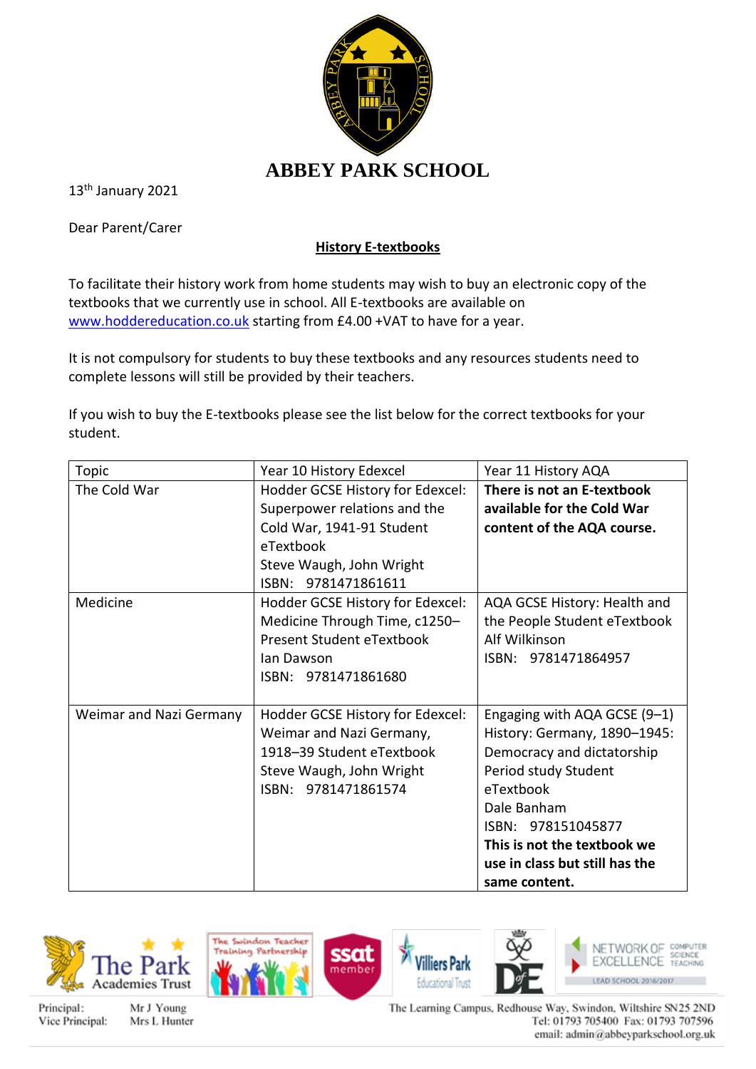# ABBEY PARK SCHOOL

13th January 2021

Dear Parent/Carer

**History E-textbooks**

To facilitate their history work from home students may wish to buy an electronic copy of the textbooks that we currently use in school. All E-textbooks are available on www.hoddereducation.co.uk starting from £4.00 +VAT to have for a year.

It is not compulsory for students to buy these textbooks and any resources students need to complete lessons will still be provided by their teachers.

If you wish to buy the E-textbooks please see the list below for the correct textbooks for your student.

| Topic | Year 10 History Edexcel | Year 11 History AQA |
|---|---|---|
| The Cold War | Hodder GCSE History for Edexcel: Superpower relations and the Cold War, 1941-91 Student eTextbook<br>Steve Waugh, John Wright<br>ISBN: 9781471861611 | **There is not an E-textbook available for the Cold War content of the AQA course.** |
| Medicine | Hodder GCSE History for Edexcel: Medicine Through Time, c1250–Present Student eTextbook<br>Ian Dawson<br>ISBN: 9781471861680 | AQA GCSE History: Health and the People Student eTextbook<br>Alf Wilkinson<br>ISBN: 9781471864957 |
| Weimar and Nazi Germany | Hodder GCSE History for Edexcel: Weimar and Nazi Germany, 1918–39 Student eTextbook<br>Steve Waugh, John Wright<br>ISBN: 9781471861574 | Engaging with AQA GCSE (9–1) History: Germany, 1890–1945: Democracy and dictatorship Period study Student eTextbook<br>Dale Banham<br>ISBN: 978151045877<br>**This is not the textbook we use in class but still has the same content.** |

Principal: Mr J Young
Vice Principal: Mrs L Hunter

The Learning Campus, Redhouse Way, Swindon, Wiltshire SN25 2ND
Tel: 01793 705400 Fax: 01793 707596
email: admin@abbeyparkschool.org.uk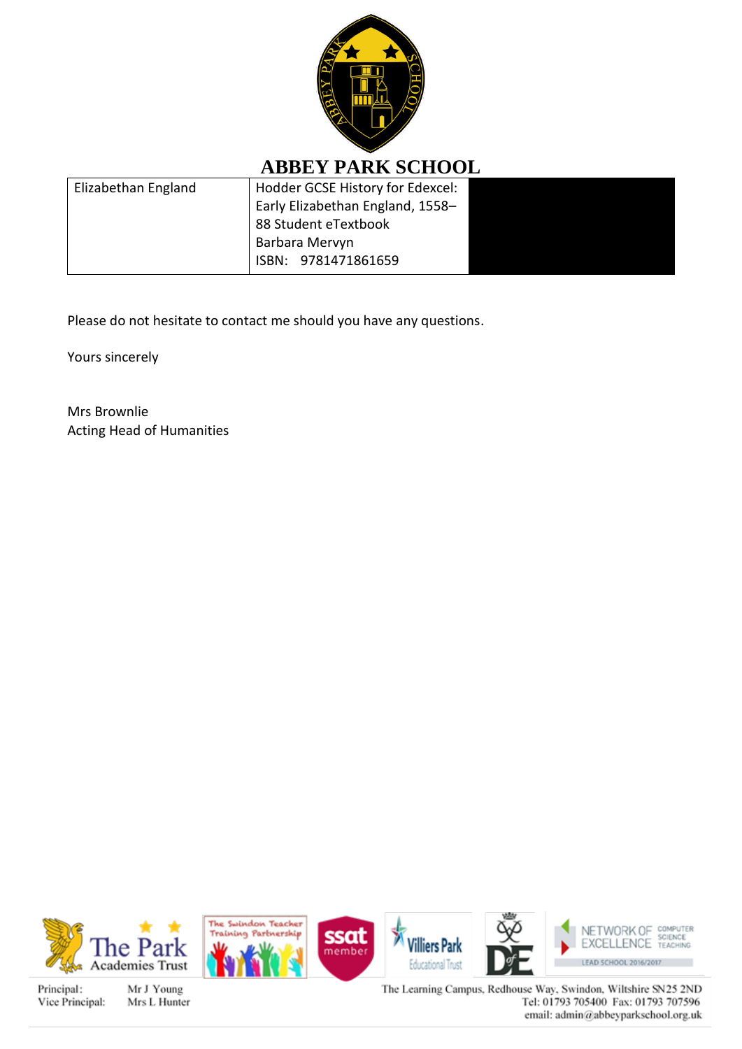# ABBEY PARK SCHOOL

| | | |
|---|---|---|
| Elizabethan England | Hodder GCSE History for Edexcel: Early Elizabethan England, 1558–88 Student eTextbook<br>Barbara Mervyn<br>ISBN: 9781471861659 | |

Please do not hesitate to contact me should you have any questions.

Yours sincerely

Mrs Brownlie
Acting Head of Humanities

Principal: Mr J Young
Vice Principal: Mrs L Hunter

The Learning Campus, Redhouse Way, Swindon, Wiltshire SN25 2ND
Tel: 01793 705400 Fax: 01793 707596
email: admin@abbeyparkschool.org.uk